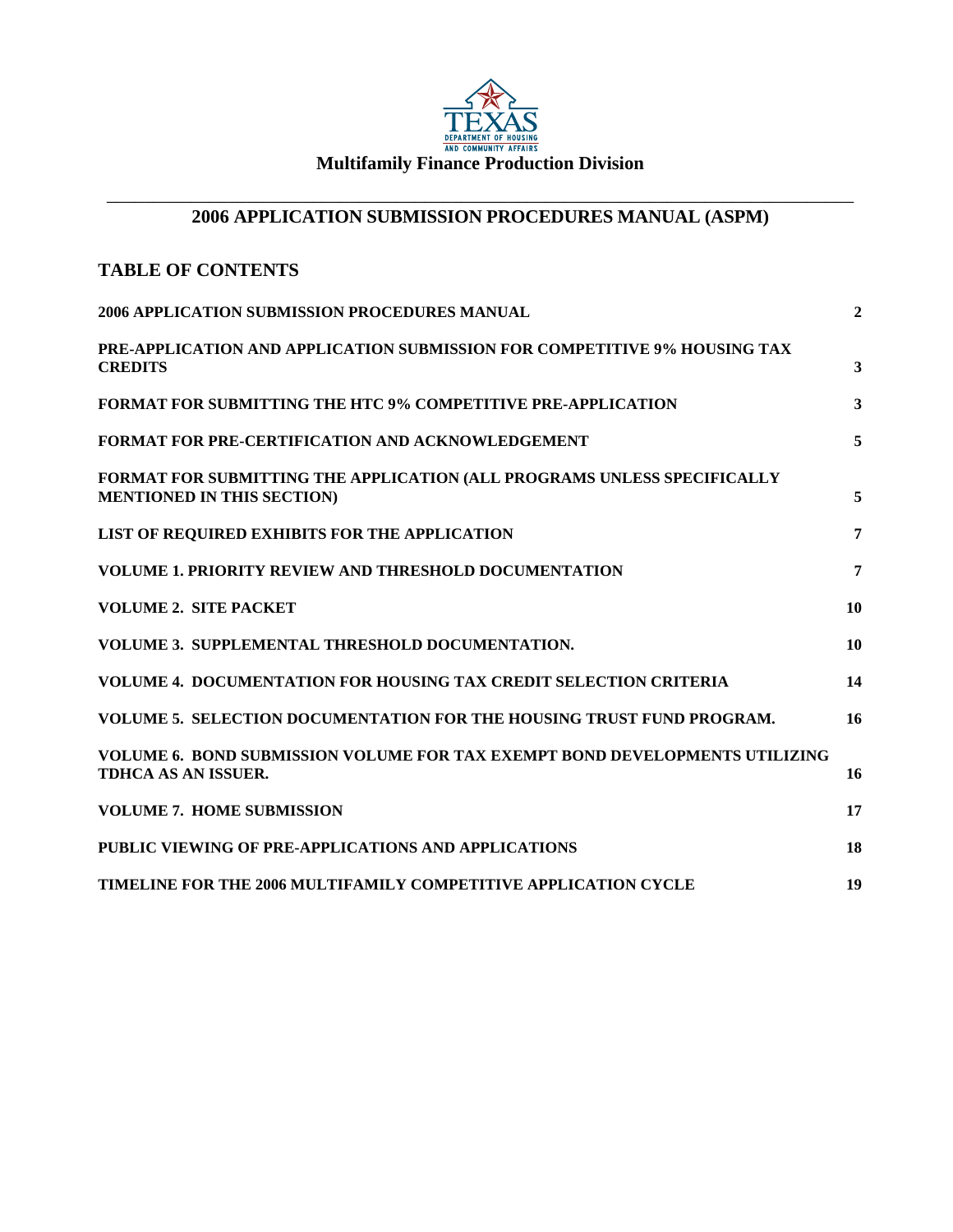TEXAS DEPARTMENT OF HOUSING AND COMMUNITY AFFAIRS

**Multifamily Finance Production Division**

---

# 2006 APPLICATION SUBMISSION PROCEDURES MANUAL (ASPM)

## TABLE OF CONTENTS

| | |
|---|---|
| **2006 APPLICATION SUBMISSION PROCEDURES MANUAL** | **2** |
| **PRE-APPLICATION AND APPLICATION SUBMISSION FOR COMPETITIVE 9% HOUSING TAX CREDITS** | **3** |
| **FORMAT FOR SUBMITTING THE HTC 9% COMPETITIVE PRE-APPLICATION** | **3** |
| **FORMAT FOR PRE-CERTIFICATION AND ACKNOWLEDGEMENT** | **5** |
| **FORMAT FOR SUBMITTING THE APPLICATION (ALL PROGRAMS UNLESS SPECIFICALLY MENTIONED IN THIS SECTION)** | **5** |
| **LIST OF REQUIRED EXHIBITS FOR THE APPLICATION** | **7** |
| **VOLUME 1. PRIORITY REVIEW AND THRESHOLD DOCUMENTATION** | **7** |
| **VOLUME 2. SITE PACKET** | **10** |
| **VOLUME 3. SUPPLEMENTAL THRESHOLD DOCUMENTATION.** | **10** |
| **VOLUME 4. DOCUMENTATION FOR HOUSING TAX CREDIT SELECTION CRITERIA** | **14** |
| **VOLUME 5. SELECTION DOCUMENTATION FOR THE HOUSING TRUST FUND PROGRAM.** | **16** |
| **VOLUME 6. BOND SUBMISSION VOLUME FOR TAX EXEMPT BOND DEVELOPMENTS UTILIZING TDHCA AS AN ISSUER.** | **16** |
| **VOLUME 7. HOME SUBMISSION** | **17** |
| **PUBLIC VIEWING OF PRE-APPLICATIONS AND APPLICATIONS** | **18** |
| **TIMELINE FOR THE 2006 MULTIFAMILY COMPETITIVE APPLICATION CYCLE** | **19** |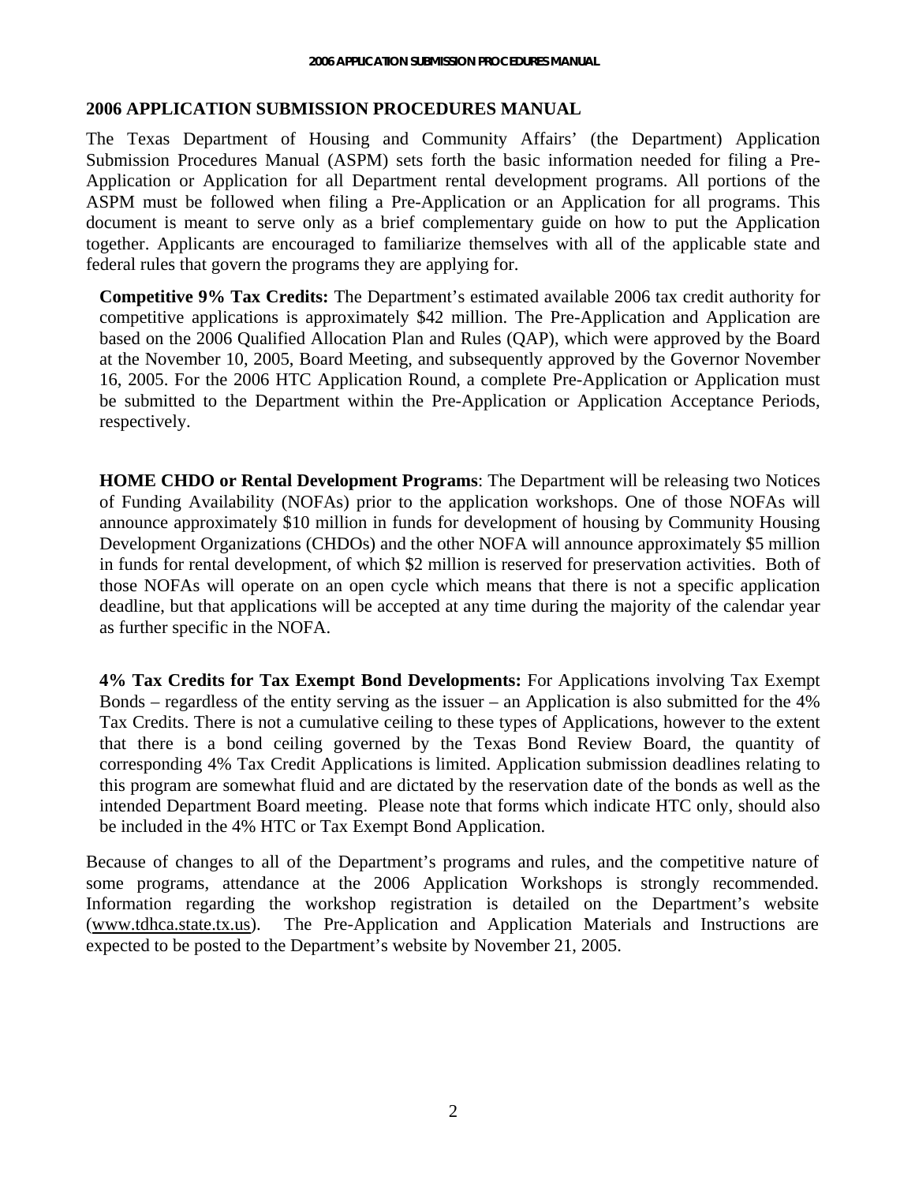## 2006 APPLICATION SUBMISSION PROCEDURES MANUAL

The Texas Department of Housing and Community Affairs' (the Department) Application Submission Procedures Manual (ASPM) sets forth the basic information needed for filing a Pre-Application or Application for all Department rental development programs. All portions of the ASPM must be followed when filing a Pre-Application or an Application for all programs. This document is meant to serve only as a brief complementary guide on how to put the Application together. Applicants are encouraged to familiarize themselves with all of the applicable state and federal rules that govern the programs they are applying for.

**Competitive 9% Tax Credits:** The Department's estimated available 2006 tax credit authority for competitive applications is approximately $42 million. The Pre-Application and Application are based on the 2006 Qualified Allocation Plan and Rules (QAP), which were approved by the Board at the November 10, 2005, Board Meeting, and subsequently approved by the Governor November 16, 2005. For the 2006 HTC Application Round, a complete Pre-Application or Application must be submitted to the Department within the Pre-Application or Application Acceptance Periods, respectively.

**HOME CHDO or Rental Development Programs**: The Department will be releasing two Notices of Funding Availability (NOFAs) prior to the application workshops. One of those NOFAs will announce approximately $10 million in funds for development of housing by Community Housing Development Organizations (CHDOs) and the other NOFA will announce approximately $5 million in funds for rental development, of which $2 million is reserved for preservation activities. Both of those NOFAs will operate on an open cycle which means that there is not a specific application deadline, but that applications will be accepted at any time during the majority of the calendar year as further specific in the NOFA.

**4% Tax Credits for Tax Exempt Bond Developments:** For Applications involving Tax Exempt Bonds – regardless of the entity serving as the issuer – an Application is also submitted for the 4% Tax Credits. There is not a cumulative ceiling to these types of Applications, however to the extent that there is a bond ceiling governed by the Texas Bond Review Board, the quantity of corresponding 4% Tax Credit Applications is limited. Application submission deadlines relating to this program are somewhat fluid and are dictated by the reservation date of the bonds as well as the intended Department Board meeting. Please note that forms which indicate HTC only, should also be included in the 4% HTC or Tax Exempt Bond Application.

Because of changes to all of the Department's programs and rules, and the competitive nature of some programs, attendance at the 2006 Application Workshops is strongly recommended. Information regarding the workshop registration is detailed on the Department's website (www.tdhca.state.tx.us). The Pre-Application and Application Materials and Instructions are expected to be posted to the Department's website by November 21, 2005.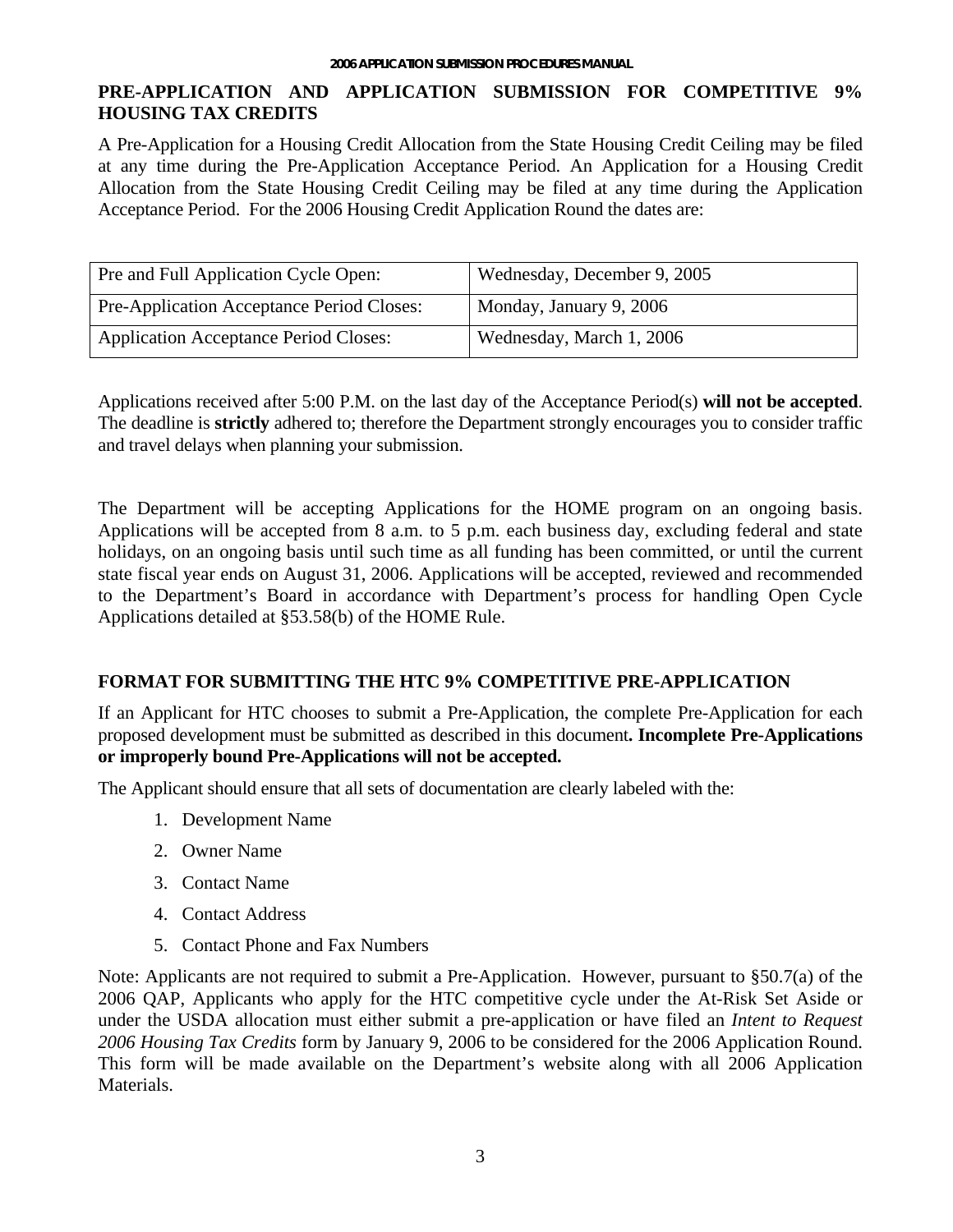## PRE-APPLICATION AND APPLICATION SUBMISSION FOR COMPETITIVE 9% HOUSING TAX CREDITS

A Pre-Application for a Housing Credit Allocation from the State Housing Credit Ceiling may be filed at any time during the Pre-Application Acceptance Period. An Application for a Housing Credit Allocation from the State Housing Credit Ceiling may be filed at any time during the Application Acceptance Period. For the 2006 Housing Credit Application Round the dates are:

| Pre and Full Application Cycle Open: | Wednesday, December 9, 2005 |
|---|---|
| Pre-Application Acceptance Period Closes: | Monday, January 9, 2006 |
| Application Acceptance Period Closes: | Wednesday, March 1, 2006 |

Applications received after 5:00 P.M. on the last day of the Acceptance Period(s) **will not be accepted**. The deadline is **strictly** adhered to; therefore the Department strongly encourages you to consider traffic and travel delays when planning your submission.

The Department will be accepting Applications for the HOME program on an ongoing basis. Applications will be accepted from 8 a.m. to 5 p.m. each business day, excluding federal and state holidays, on an ongoing basis until such time as all funding has been committed, or until the current state fiscal year ends on August 31, 2006. Applications will be accepted, reviewed and recommended to the Department's Board in accordance with Department's process for handling Open Cycle Applications detailed at §53.58(b) of the HOME Rule.

## FORMAT FOR SUBMITTING THE HTC 9% COMPETITIVE PRE-APPLICATION

If an Applicant for HTC chooses to submit a Pre-Application, the complete Pre-Application for each proposed development must be submitted as described in this document**. Incomplete Pre-Applications or improperly bound Pre-Applications will not be accepted.**

The Applicant should ensure that all sets of documentation are clearly labeled with the:

1. Development Name
2. Owner Name
3. Contact Name
4. Contact Address
5. Contact Phone and Fax Numbers

Note: Applicants are not required to submit a Pre-Application. However, pursuant to §50.7(a) of the 2006 QAP, Applicants who apply for the HTC competitive cycle under the At-Risk Set Aside or under the USDA allocation must either submit a pre-application or have filed an *Intent to Request 2006 Housing Tax Credits* form by January 9, 2006 to be considered for the 2006 Application Round. This form will be made available on the Department's website along with all 2006 Application Materials.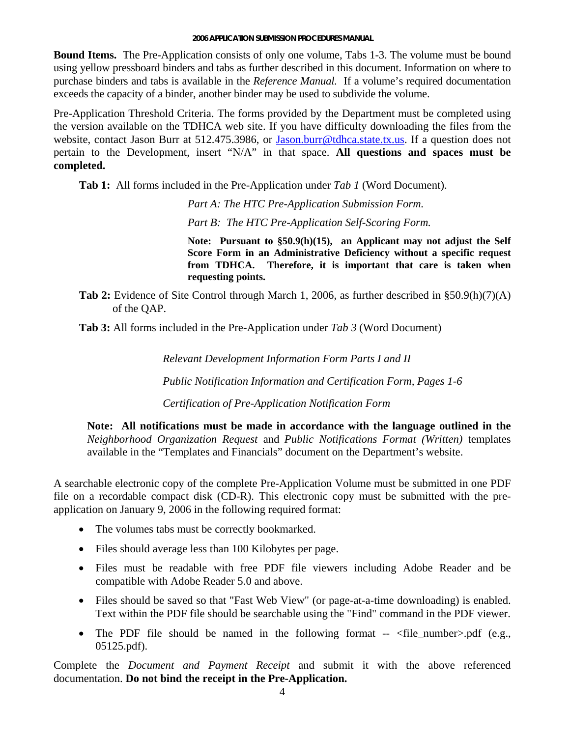**Bound Items.** The Pre-Application consists of only one volume, Tabs 1-3. The volume must be bound using yellow pressboard binders and tabs as further described in this document. Information on where to purchase binders and tabs is available in the *Reference Manual.* If a volume's required documentation exceeds the capacity of a binder, another binder may be used to subdivide the volume.

Pre-Application Threshold Criteria. The forms provided by the Department must be completed using the version available on the TDHCA web site. If you have difficulty downloading the files from the website, contact Jason Burr at 512.475.3986, or Jason.burr@tdhca.state.tx.us. If a question does not pertain to the Development, insert "N/A" in that space. **All questions and spaces must be completed.**

**Tab 1:** All forms included in the Pre-Application under *Tab 1* (Word Document).

*Part A: The HTC Pre-Application Submission Form.*

*Part B: The HTC Pre-Application Self-Scoring Form.*

**Note: Pursuant to §50.9(h)(15), an Applicant may not adjust the Self Score Form in an Administrative Deficiency without a specific request from TDHCA. Therefore, it is important that care is taken when requesting points.**

**Tab 2:** Evidence of Site Control through March 1, 2006, as further described in §50.9(h)(7)(A) of the QAP.

**Tab 3:** All forms included in the Pre-Application under *Tab 3* (Word Document)

*Relevant Development Information Form Parts I and II*

*Public Notification Information and Certification Form, Pages 1-6*

*Certification of Pre-Application Notification Form*

**Note: All notifications must be made in accordance with the language outlined in the** *Neighborhood Organization Request* and *Public Notifications Format (Written)* templates available in the "Templates and Financials" document on the Department's website.

A searchable electronic copy of the complete Pre-Application Volume must be submitted in one PDF file on a recordable compact disk (CD-R). This electronic copy must be submitted with the pre-application on January 9, 2006 in the following required format:

- The volumes tabs must be correctly bookmarked.
- Files should average less than 100 Kilobytes per page.
- Files must be readable with free PDF file viewers including Adobe Reader and be compatible with Adobe Reader 5.0 and above.
- Files should be saved so that "Fast Web View" (or page-at-a-time downloading) is enabled. Text within the PDF file should be searchable using the "Find" command in the PDF viewer.
- The PDF file should be named in the following format -- <file_number>.pdf (e.g., 05125.pdf).

Complete the *Document and Payment Receipt* and submit it with the above referenced documentation. **Do not bind the receipt in the Pre-Application.**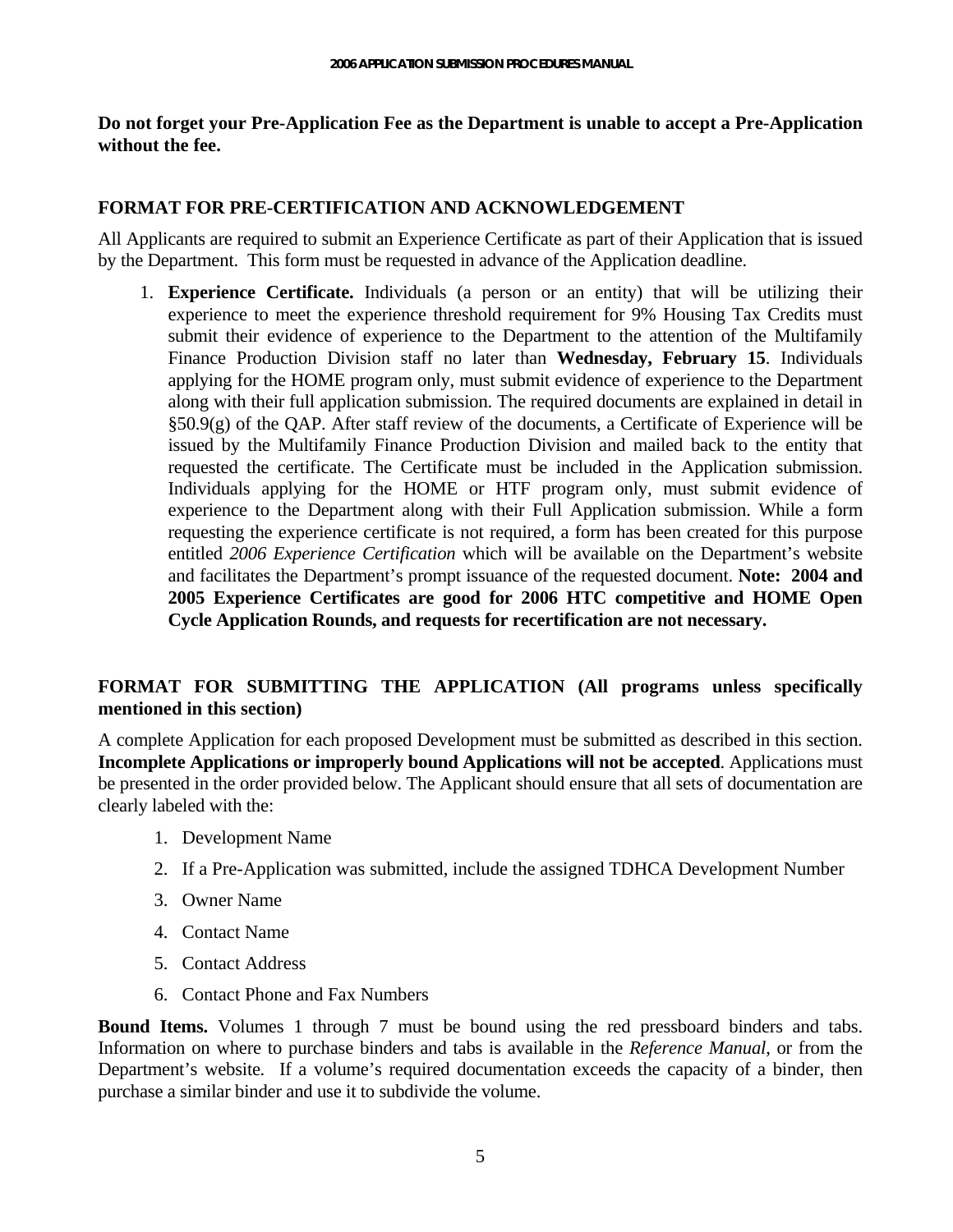**Do not forget your Pre-Application Fee as the Department is unable to accept a Pre-Application without the fee.**

## FORMAT FOR PRE-CERTIFICATION AND ACKNOWLEDGEMENT

All Applicants are required to submit an Experience Certificate as part of their Application that is issued by the Department. This form must be requested in advance of the Application deadline.

1. **Experience Certificate.** Individuals (a person or an entity) that will be utilizing their experience to meet the experience threshold requirement for 9% Housing Tax Credits must submit their evidence of experience to the Department to the attention of the Multifamily Finance Production Division staff no later than **Wednesday, February 15**. Individuals applying for the HOME program only, must submit evidence of experience to the Department along with their full application submission. The required documents are explained in detail in §50.9(g) of the QAP. After staff review of the documents, a Certificate of Experience will be issued by the Multifamily Finance Production Division and mailed back to the entity that requested the certificate. The Certificate must be included in the Application submission. Individuals applying for the HOME or HTF program only, must submit evidence of experience to the Department along with their Full Application submission. While a form requesting the experience certificate is not required, a form has been created for this purpose entitled *2006 Experience Certification* which will be available on the Department's website and facilitates the Department's prompt issuance of the requested document. **Note: 2004 and 2005 Experience Certificates are good for 2006 HTC competitive and HOME Open Cycle Application Rounds, and requests for recertification are not necessary.**

## FORMAT FOR SUBMITTING THE APPLICATION (All programs unless specifically mentioned in this section)

A complete Application for each proposed Development must be submitted as described in this section. **Incomplete Applications or improperly bound Applications will not be accepted**. Applications must be presented in the order provided below. The Applicant should ensure that all sets of documentation are clearly labeled with the:

1. Development Name
2. If a Pre-Application was submitted, include the assigned TDHCA Development Number
3. Owner Name
4. Contact Name
5. Contact Address
6. Contact Phone and Fax Numbers

**Bound Items.** Volumes 1 through 7 must be bound using the red pressboard binders and tabs. Information on where to purchase binders and tabs is available in the *Reference Manual*, or from the Department's website. If a volume's required documentation exceeds the capacity of a binder, then purchase a similar binder and use it to subdivide the volume.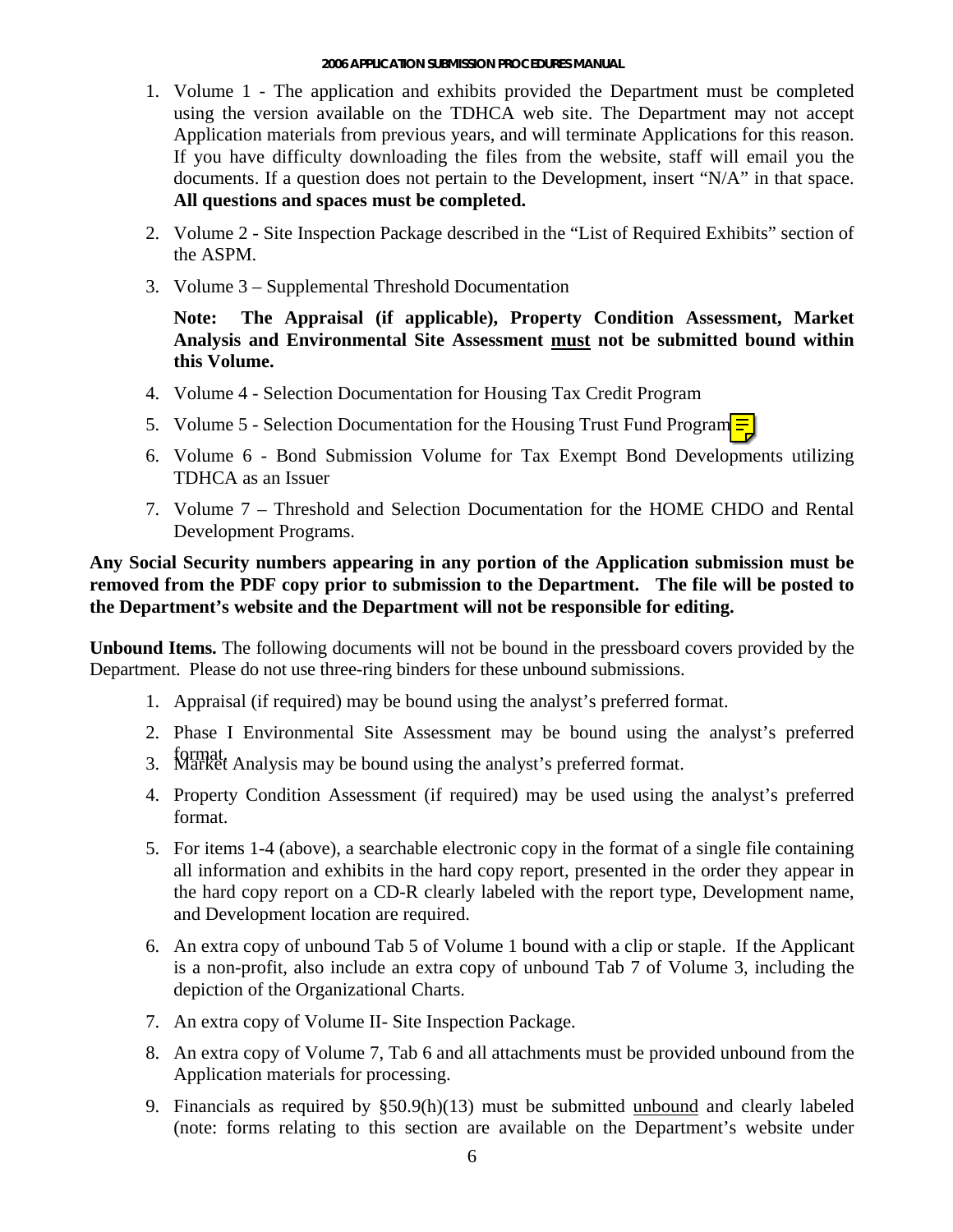1. Volume 1 - The application and exhibits provided the Department must be completed using the version available on the TDHCA web site. The Department may not accept Application materials from previous years, and will terminate Applications for this reason. If you have difficulty downloading the files from the website, staff will email you the documents. If a question does not pertain to the Development, insert "N/A" in that space. **All questions and spaces must be completed.**

2. Volume 2 - Site Inspection Package described in the "List of Required Exhibits" section of the ASPM.

3. Volume 3 – Supplemental Threshold Documentation

   **Note: The Appraisal (if applicable), Property Condition Assessment, Market Analysis and Environmental Site Assessment <u>must</u> not be submitted bound within this Volume.**

4. Volume 4 - Selection Documentation for Housing Tax Credit Program

5. Volume 5 - Selection Documentation for the Housing Trust Fund Program

6. Volume 6 - Bond Submission Volume for Tax Exempt Bond Developments utilizing TDHCA as an Issuer

7. Volume 7 – Threshold and Selection Documentation for the HOME CHDO and Rental Development Programs.

**Any Social Security numbers appearing in any portion of the Application submission must be removed from the PDF copy prior to submission to the Department. The file will be posted to the Department's website and the Department will not be responsible for editing.**

**Unbound Items.** The following documents will not be bound in the pressboard covers provided by the Department. Please do not use three-ring binders for these unbound submissions.

1. Appraisal (if required) may be bound using the analyst's preferred format.

2. Phase I Environmental Site Assessment may be bound using the analyst's preferred format.

3. Market Analysis may be bound using the analyst's preferred format.

4. Property Condition Assessment (if required) may be used using the analyst's preferred format.

5. For items 1-4 (above), a searchable electronic copy in the format of a single file containing all information and exhibits in the hard copy report, presented in the order they appear in the hard copy report on a CD-R clearly labeled with the report type, Development name, and Development location are required.

6. An extra copy of unbound Tab 5 of Volume 1 bound with a clip or staple. If the Applicant is a non-profit, also include an extra copy of unbound Tab 7 of Volume 3, including the depiction of the Organizational Charts.

7. An extra copy of Volume II- Site Inspection Package.

8. An extra copy of Volume 7, Tab 6 and all attachments must be provided unbound from the Application materials for processing.

9. Financials as required by §50.9(h)(13) must be submitted <u>unbound</u> and clearly labeled (note: forms relating to this section are available on the Department's website under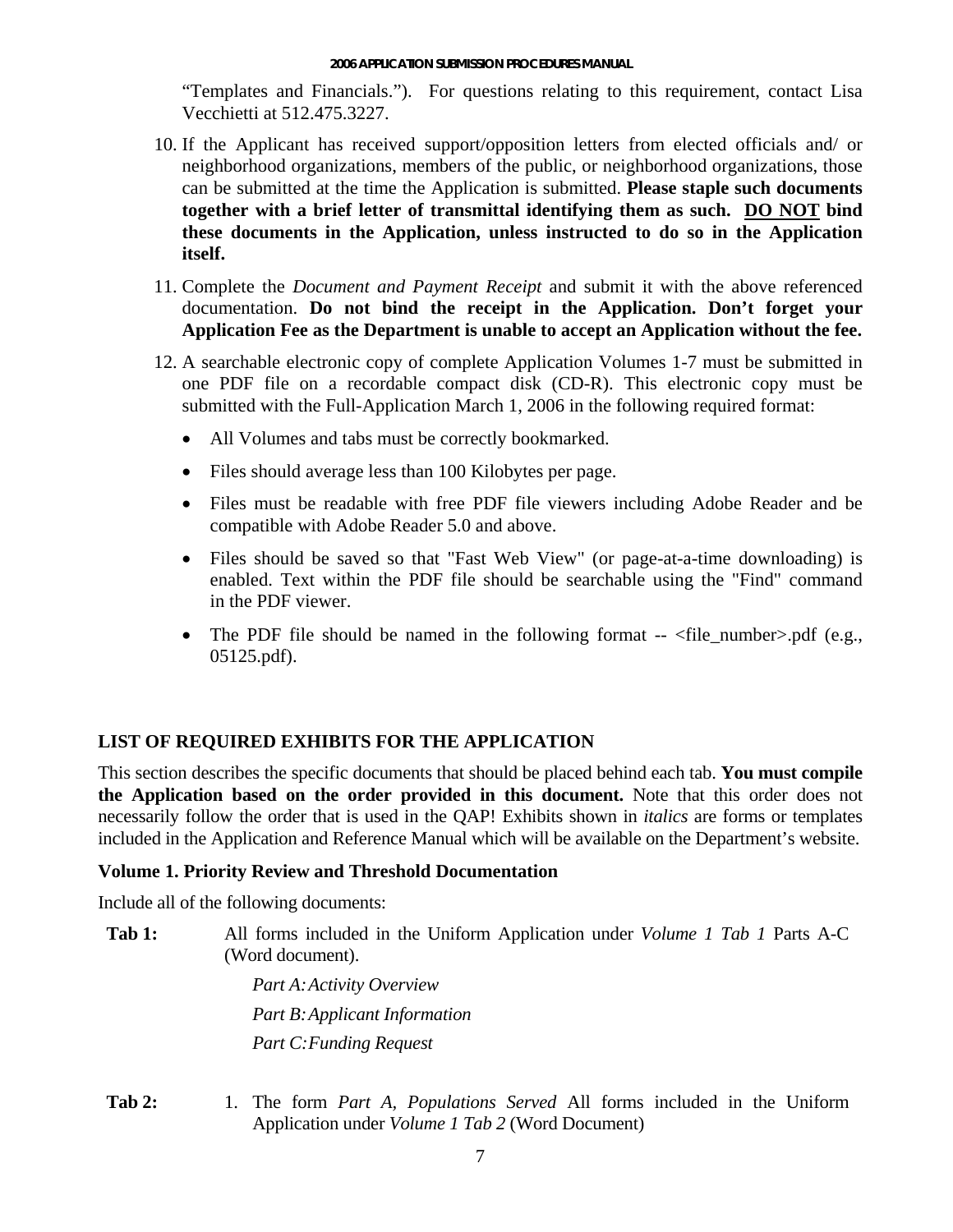"Templates and Financials."). For questions relating to this requirement, contact Lisa Vecchietti at 512.475.3227.

10. If the Applicant has received support/opposition letters from elected officials and/ or neighborhood organizations, members of the public, or neighborhood organizations, those can be submitted at the time the Application is submitted. **Please staple such documents together with a brief letter of transmittal identifying them as such. <u>DO NOT</u> bind these documents in the Application, unless instructed to do so in the Application itself.**

11. Complete the *Document and Payment Receipt* and submit it with the above referenced documentation. **Do not bind the receipt in the Application. Don't forget your Application Fee as the Department is unable to accept an Application without the fee.**

12. A searchable electronic copy of complete Application Volumes 1-7 must be submitted in one PDF file on a recordable compact disk (CD-R). This electronic copy must be submitted with the Full-Application March 1, 2006 in the following required format:

    - All Volumes and tabs must be correctly bookmarked.
    - Files should average less than 100 Kilobytes per page.
    - Files must be readable with free PDF file viewers including Adobe Reader and be compatible with Adobe Reader 5.0 and above.
    - Files should be saved so that "Fast Web View" (or page-at-a-time downloading) is enabled. Text within the PDF file should be searchable using the "Find" command in the PDF viewer.
    - The PDF file should be named in the following format -- <file_number>.pdf (e.g., 05125.pdf).

## LIST OF REQUIRED EXHIBITS FOR THE APPLICATION

This section describes the specific documents that should be placed behind each tab. **You must compile the Application based on the order provided in this document.** Note that this order does not necessarily follow the order that is used in the QAP! Exhibits shown in *italics* are forms or templates included in the Application and Reference Manual which will be available on the Department's website.

### Volume 1. Priority Review and Threshold Documentation

Include all of the following documents:

**Tab 1:** All forms included in the Uniform Application under *Volume 1 Tab 1* Parts A-C (Word document).

*Part A: Activity Overview*

*Part B: Applicant Information*

*Part C: Funding Request*

**Tab 2:**

1. The form *Part A, Populations Served* All forms included in the Uniform Application under *Volume 1 Tab 2* (Word Document)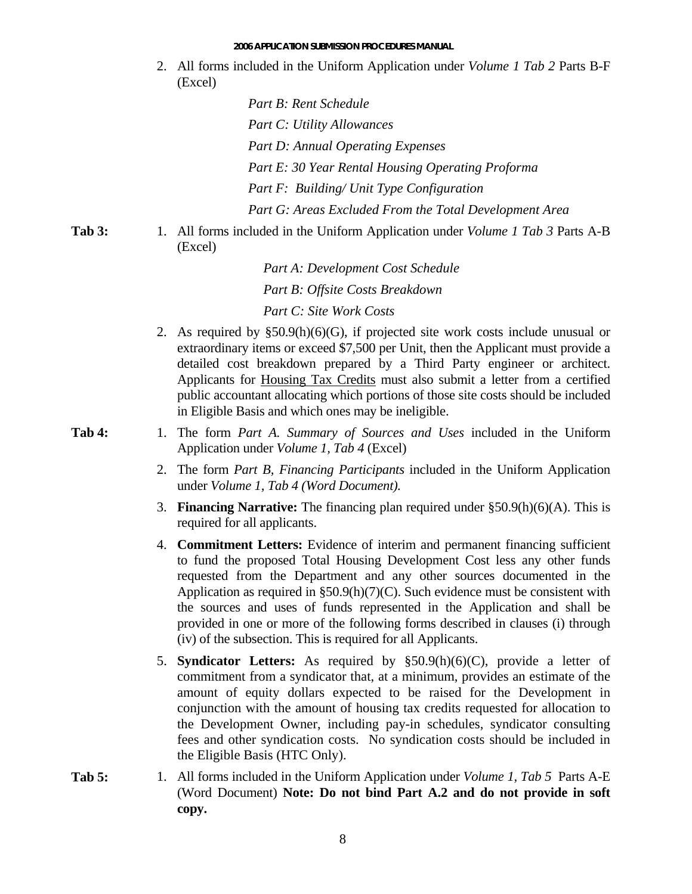2. All forms included in the Uniform Application under *Volume 1 Tab 2* Parts B-F (Excel)

   *Part B: Rent Schedule*

   *Part C: Utility Allowances*

   *Part D: Annual Operating Expenses*

   *Part E: 30 Year Rental Housing Operating Proforma*

   *Part F: Building/ Unit Type Configuration*

   *Part G: Areas Excluded From the Total Development Area*

**Tab 3:**

1. All forms included in the Uniform Application under *Volume 1 Tab 3* Parts A-B (Excel)

   *Part A: Development Cost Schedule*

   *Part B: Offsite Costs Breakdown*

   *Part C: Site Work Costs*

2. As required by §50.9(h)(6)(G), if projected site work costs include unusual or extraordinary items or exceed $7,500 per Unit, then the Applicant must provide a detailed cost breakdown prepared by a Third Party engineer or architect. Applicants for <u>Housing Tax Credits</u> must also submit a letter from a certified public accountant allocating which portions of those site costs should be included in Eligible Basis and which ones may be ineligible.

**Tab 4:**

1. The form *Part A. Summary of Sources and Uses* included in the Uniform Application under *Volume 1, Tab 4* (Excel)
2. The form *Part B, Financing Participants* included in the Uniform Application under *Volume 1, Tab 4 (Word Document).*
3. **Financing Narrative:** The financing plan required under §50.9(h)(6)(A). This is required for all applicants.
4. **Commitment Letters:** Evidence of interim and permanent financing sufficient to fund the proposed Total Housing Development Cost less any other funds requested from the Department and any other sources documented in the Application as required in §50.9(h)(7)(C). Such evidence must be consistent with the sources and uses of funds represented in the Application and shall be provided in one or more of the following forms described in clauses (i) through (iv) of the subsection. This is required for all Applicants.
5. **Syndicator Letters:** As required by §50.9(h)(6)(C), provide a letter of commitment from a syndicator that, at a minimum, provides an estimate of the amount of equity dollars expected to be raised for the Development in conjunction with the amount of housing tax credits requested for allocation to the Development Owner, including pay-in schedules, syndicator consulting fees and other syndication costs. No syndication costs should be included in the Eligible Basis (HTC Only).

**Tab 5:**

1. All forms included in the Uniform Application under *Volume 1, Tab 5* Parts A-E (Word Document) **Note: Do not bind Part A.2 and do not provide in soft copy.**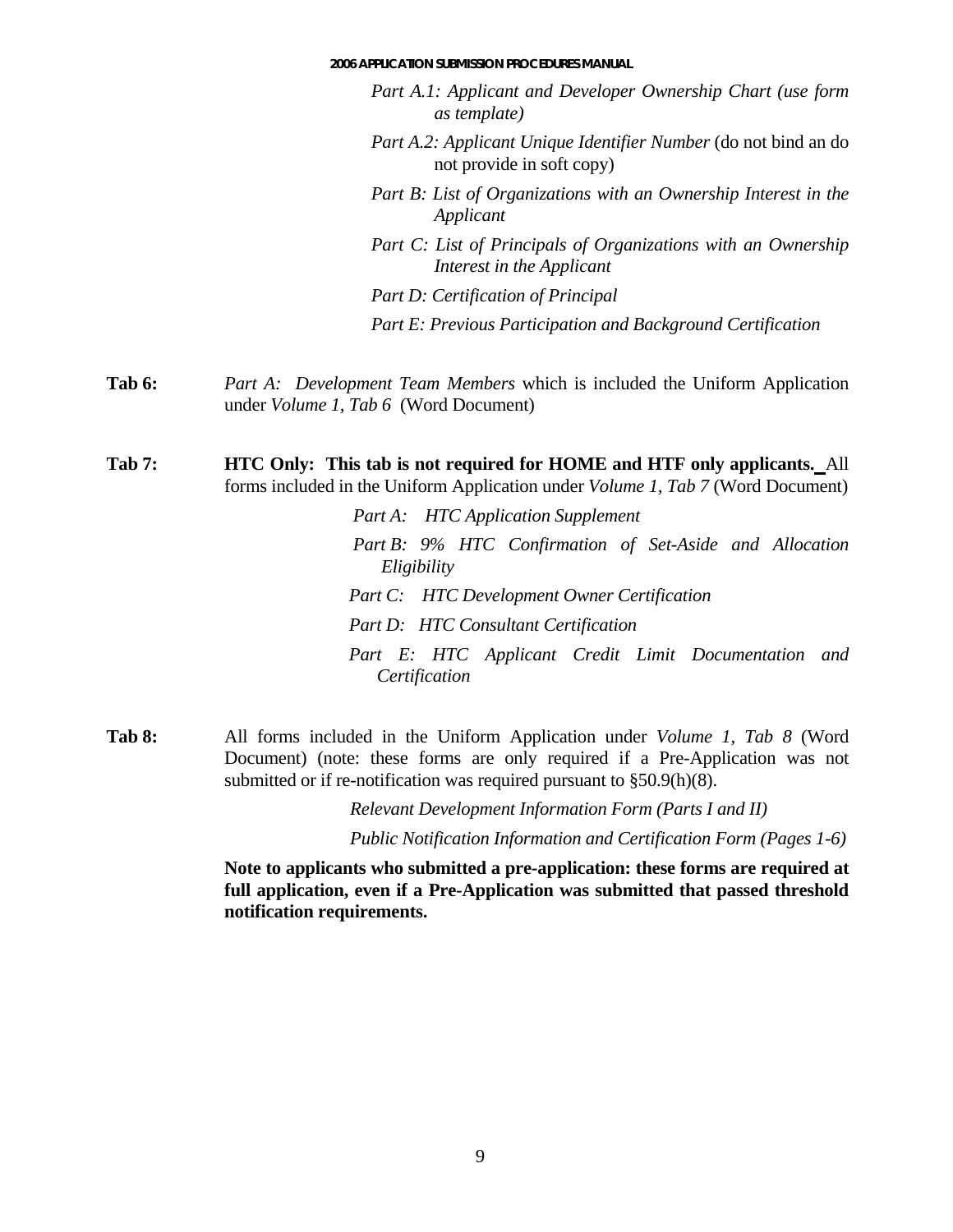*Part A.1: Applicant and Developer Ownership Chart (use form as template)*

*Part A.2: Applicant Unique Identifier Number* (do not bind an do not provide in soft copy)

*Part B: List of Organizations with an Ownership Interest in the Applicant*

*Part C: List of Principals of Organizations with an Ownership Interest in the Applicant*

*Part D: Certification of Principal*

*Part E: Previous Participation and Background Certification*

**Tab 6:** *Part A: Development Team Members* which is included the Uniform Application under *Volume 1, Tab 6* (Word Document)

**Tab 7:** **HTC Only: This tab is not required for HOME and HTF only applicants.** All forms included in the Uniform Application under *Volume 1, Tab 7* (Word Document)

*Part A: HTC Application Supplement*

*Part B: 9% HTC Confirmation of Set-Aside and Allocation Eligibility*

*Part C: HTC Development Owner Certification*

*Part D: HTC Consultant Certification*

*Part E: HTC Applicant Credit Limit Documentation and Certification*

**Tab 8:** All forms included in the Uniform Application under *Volume 1, Tab 8* (Word Document) (note: these forms are only required if a Pre-Application was not submitted or if re-notification was required pursuant to §50.9(h)(8).

*Relevant Development Information Form (Parts I and II)*

*Public Notification Information and Certification Form (Pages 1-6)*

**Note to applicants who submitted a pre-application: these forms are required at full application, even if a Pre-Application was submitted that passed threshold notification requirements.**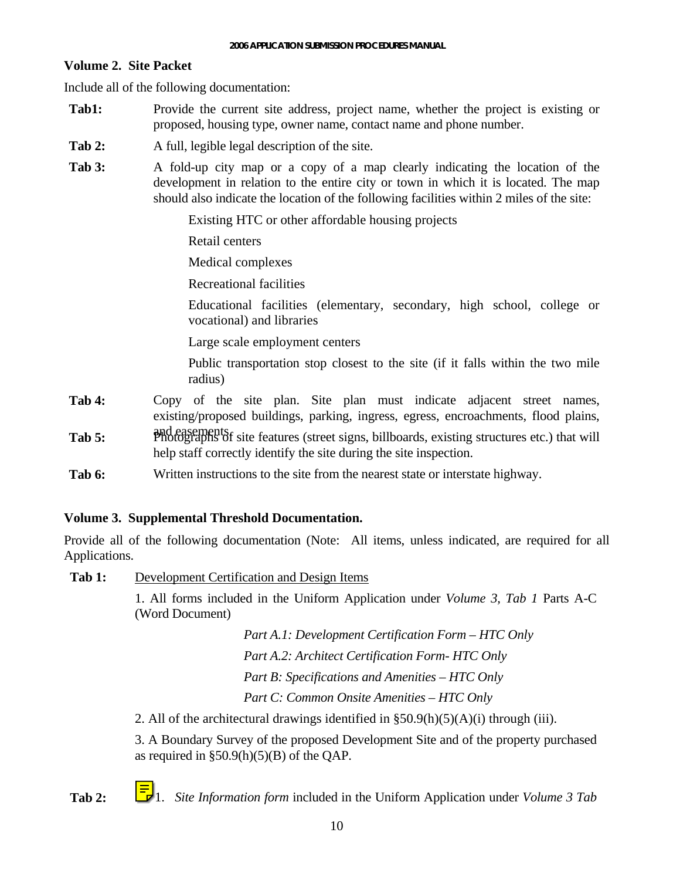## Volume 2. Site Packet

Include all of the following documentation:

**Tab1:** Provide the current site address, project name, whether the project is existing or proposed, housing type, owner name, contact name and phone number.

**Tab 2:** A full, legible legal description of the site.

**Tab 3:** A fold-up city map or a copy of a map clearly indicating the location of the development in relation to the entire city or town in which it is located. The map should also indicate the location of the following facilities within 2 miles of the site:

- Existing HTC or other affordable housing projects
- Retail centers
- Medical complexes
- Recreational facilities
- Educational facilities (elementary, secondary, high school, college or vocational) and libraries
- Large scale employment centers
- Public transportation stop closest to the site (if it falls within the two mile radius)

**Tab 4:** Copy of the site plan. Site plan must indicate adjacent street names, existing/proposed buildings, parking, ingress, egress, encroachments, flood plains, and easements.

**Tab 5:** Photographs of site features (street signs, billboards, existing structures etc.) that will help staff correctly identify the site during the site inspection.

**Tab 6:** Written instructions to the site from the nearest state or interstate highway.

## Volume 3. Supplemental Threshold Documentation.

Provide all of the following documentation (Note: All items, unless indicated, are required for all Applications.

**Tab 1:** <u>Development Certification and Design Items</u>

1. All forms included in the Uniform Application under *Volume 3, Tab 1* Parts A-C (Word Document)

   *Part A.1: Development Certification Form – HTC Only*

   *Part A.2: Architect Certification Form- HTC Only*

   *Part B: Specifications and Amenities – HTC Only*

   *Part C: Common Onsite Amenities – HTC Only*

2. All of the architectural drawings identified in §50.9(h)(5)(A)(i) through (iii).

3. A Boundary Survey of the proposed Development Site and of the property purchased as required in §50.9(h)(5)(B) of the QAP.

**Tab 2:** 1. *Site Information form* included in the Uniform Application under *Volume 3 Tab*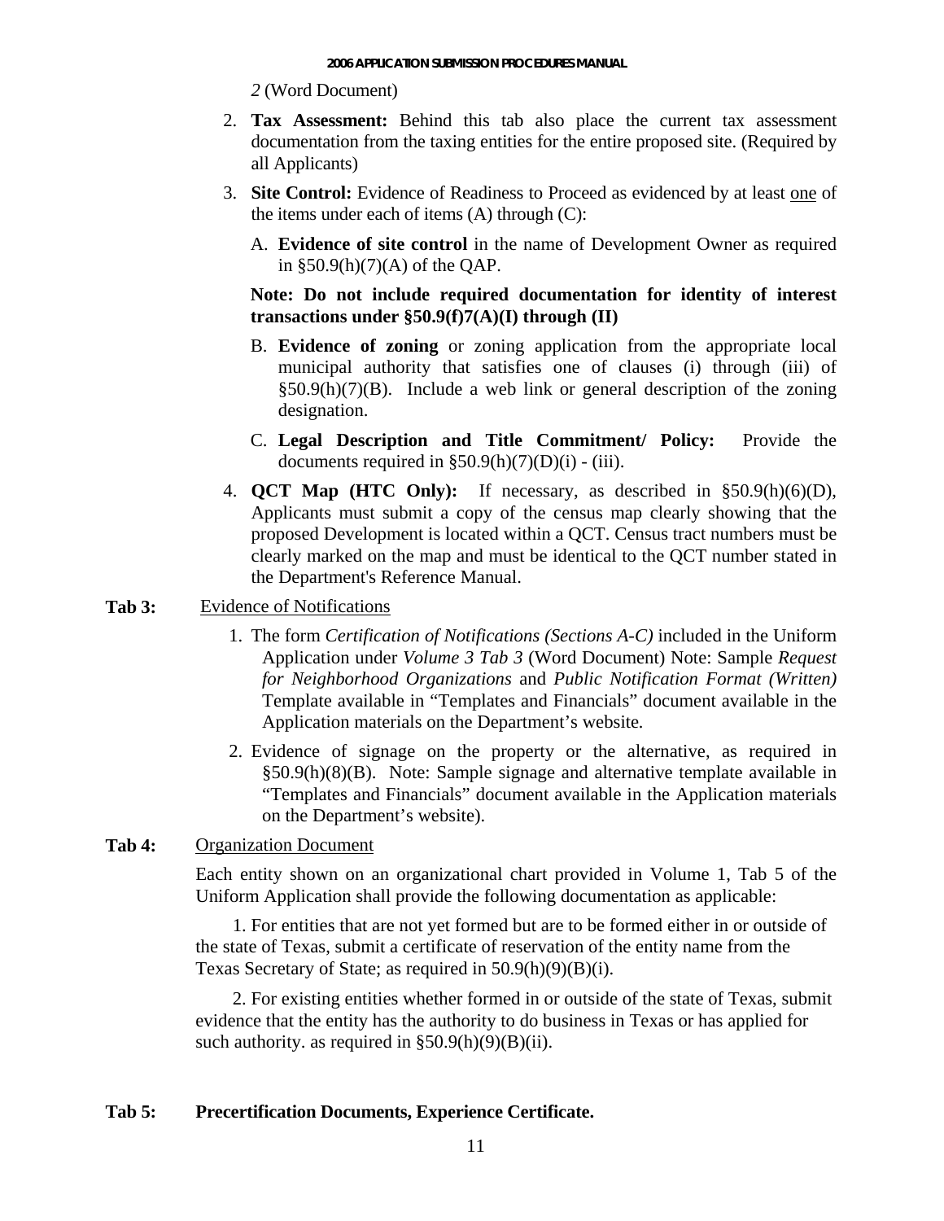*2* (Word Document)

2. **Tax Assessment:** Behind this tab also place the current tax assessment documentation from the taxing entities for the entire proposed site. (Required by all Applicants)

3. **Site Control:** Evidence of Readiness to Proceed as evidenced by at least <u>one</u> of the items under each of items (A) through (C):

   A. **Evidence of site control** in the name of Development Owner as required in §50.9(h)(7)(A) of the QAP.

   **Note: Do not include required documentation for identity of interest transactions under §50.9(f)7(A)(I) through (II)**

   B. **Evidence of zoning** or zoning application from the appropriate local municipal authority that satisfies one of clauses (i) through (iii) of §50.9(h)(7)(B). Include a web link or general description of the zoning designation.

   C. **Legal Description and Title Commitment/ Policy:** Provide the documents required in §50.9(h)(7)(D)(i) - (iii).

4. **QCT Map (HTC Only):** If necessary, as described in §50.9(h)(6)(D), Applicants must submit a copy of the census map clearly showing that the proposed Development is located within a QCT. Census tract numbers must be clearly marked on the map and must be identical to the QCT number stated in the Department's Reference Manual.

**Tab 3:** <u>Evidence of Notifications</u>

1. The form *Certification of Notifications (Sections A-C)* included in the Uniform Application under *Volume 3 Tab 3* (Word Document) Note: Sample *Request for Neighborhood Organizations* and *Public Notification Format (Written)* Template available in "Templates and Financials" document available in the Application materials on the Department's website.

2. Evidence of signage on the property or the alternative, as required in §50.9(h)(8)(B). Note: Sample signage and alternative template available in "Templates and Financials" document available in the Application materials on the Department's website).

**Tab 4:** <u>Organization Document</u>

Each entity shown on an organizational chart provided in Volume 1, Tab 5 of the Uniform Application shall provide the following documentation as applicable:

1. For entities that are not yet formed but are to be formed either in or outside of the state of Texas, submit a certificate of reservation of the entity name from the Texas Secretary of State; as required in 50.9(h)(9)(B)(i).

2. For existing entities whether formed in or outside of the state of Texas, submit evidence that the entity has the authority to do business in Texas or has applied for such authority. as required in §50.9(h)(9)(B)(ii).

**Tab 5: Precertification Documents, Experience Certificate.**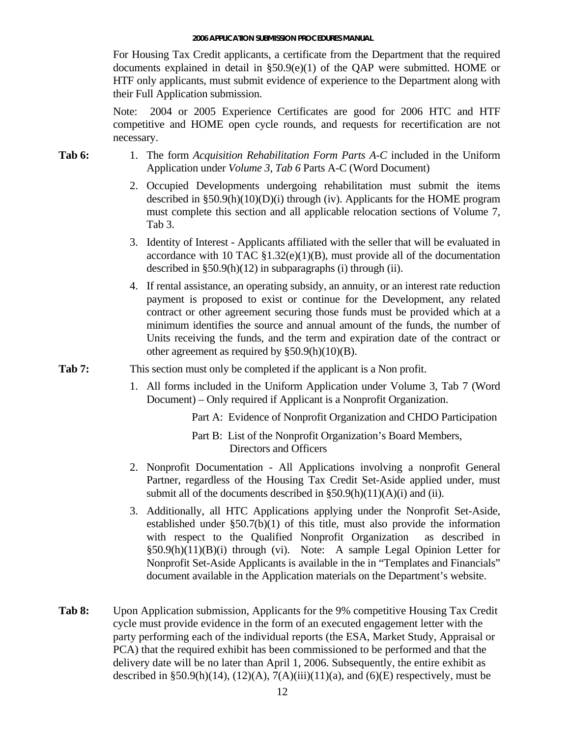For Housing Tax Credit applicants, a certificate from the Department that the required documents explained in detail in §50.9(e)(1) of the QAP were submitted. HOME or HTF only applicants, must submit evidence of experience to the Department along with their Full Application submission.

Note: 2004 or 2005 Experience Certificates are good for 2006 HTC and HTF competitive and HOME open cycle rounds, and requests for recertification are not necessary.

**Tab 6:**

1. The form *Acquisition Rehabilitation Form Parts A-C* included in the Uniform Application under *Volume 3, Tab 6* Parts A-C (Word Document)
2. Occupied Developments undergoing rehabilitation must submit the items described in §50.9(h)(10)(D)(i) through (iv). Applicants for the HOME program must complete this section and all applicable relocation sections of Volume 7, Tab 3.
3. Identity of Interest - Applicants affiliated with the seller that will be evaluated in accordance with 10 TAC §1.32(e)(1)(B), must provide all of the documentation described in §50.9(h)(12) in subparagraphs (i) through (ii).
4. If rental assistance, an operating subsidy, an annuity, or an interest rate reduction payment is proposed to exist or continue for the Development, any related contract or other agreement securing those funds must be provided which at a minimum identifies the source and annual amount of the funds, the number of Units receiving the funds, and the term and expiration date of the contract or other agreement as required by §50.9(h)(10)(B).

**Tab 7:** This section must only be completed if the applicant is a Non profit.

1. All forms included in the Uniform Application under Volume 3, Tab 7 (Word Document) – Only required if Applicant is a Nonprofit Organization.

   Part A: Evidence of Nonprofit Organization and CHDO Participation

   Part B: List of the Nonprofit Organization's Board Members, Directors and Officers

2. Nonprofit Documentation - All Applications involving a nonprofit General Partner, regardless of the Housing Tax Credit Set-Aside applied under, must submit all of the documents described in §50.9(h)(11)(A)(i) and (ii).
3. Additionally, all HTC Applications applying under the Nonprofit Set-Aside, established under §50.7(b)(1) of this title, must also provide the information with respect to the Qualified Nonprofit Organization as described in §50.9(h)(11)(B)(i) through (vi). Note: A sample Legal Opinion Letter for Nonprofit Set-Aside Applicants is available in the in "Templates and Financials" document available in the Application materials on the Department's website.

**Tab 8:** Upon Application submission, Applicants for the 9% competitive Housing Tax Credit cycle must provide evidence in the form of an executed engagement letter with the party performing each of the individual reports (the ESA, Market Study, Appraisal or PCA) that the required exhibit has been commissioned to be performed and that the delivery date will be no later than April 1, 2006. Subsequently, the entire exhibit as described in §50.9(h)(14), (12)(A), 7(A)(iii)(11)(a), and (6)(E) respectively, must be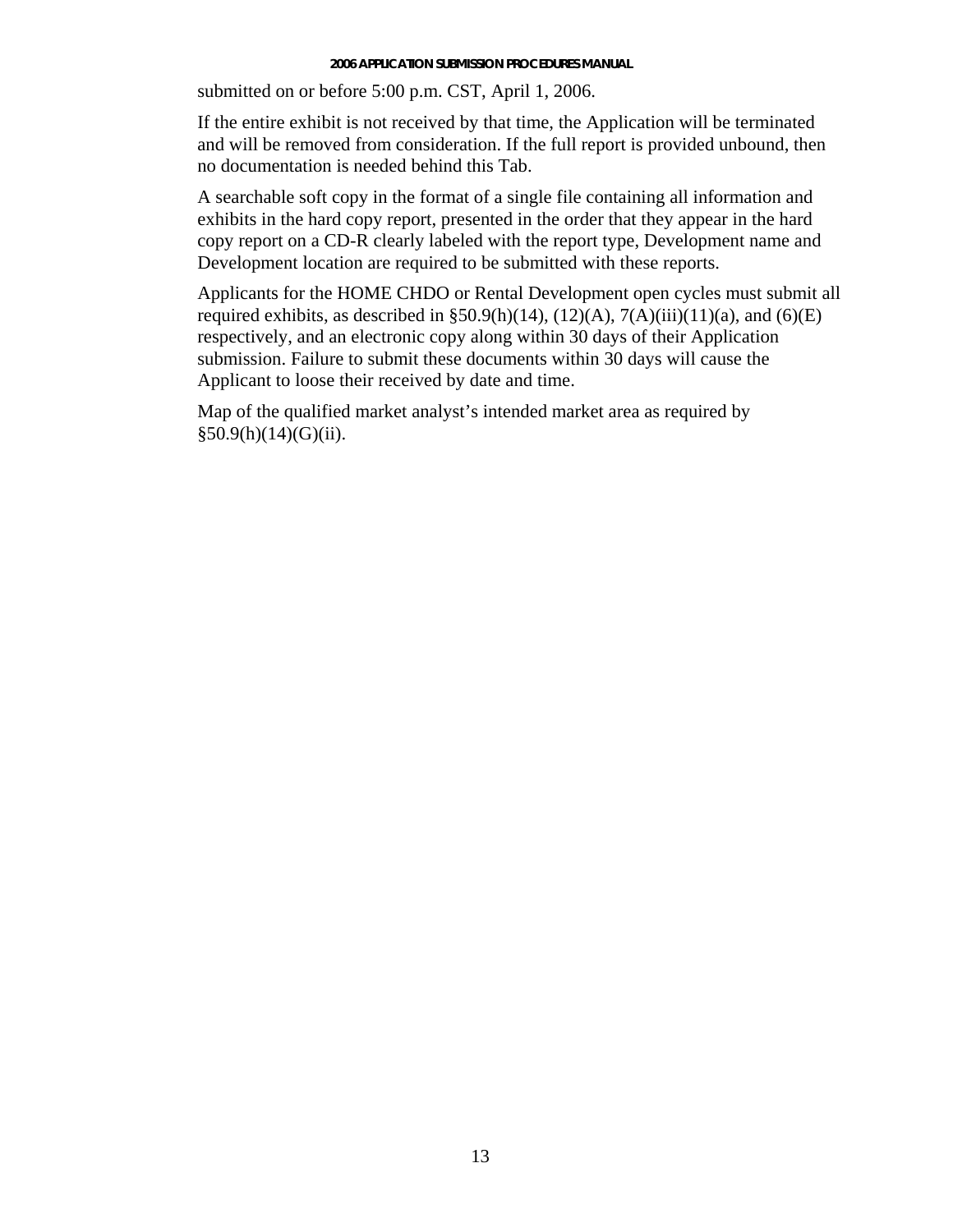submitted on or before 5:00 p.m. CST, April 1, 2006.

If the entire exhibit is not received by that time, the Application will be terminated and will be removed from consideration. If the full report is provided unbound, then no documentation is needed behind this Tab.

A searchable soft copy in the format of a single file containing all information and exhibits in the hard copy report, presented in the order that they appear in the hard copy report on a CD-R clearly labeled with the report type, Development name and Development location are required to be submitted with these reports.

Applicants for the HOME CHDO or Rental Development open cycles must submit all required exhibits, as described in §50.9(h)(14), (12)(A), 7(A)(iii)(11)(a), and (6)(E) respectively, and an electronic copy along within 30 days of their Application submission. Failure to submit these documents within 30 days will cause the Applicant to loose their received by date and time.

Map of the qualified market analyst's intended market area as required by §50.9(h)(14)(G)(ii).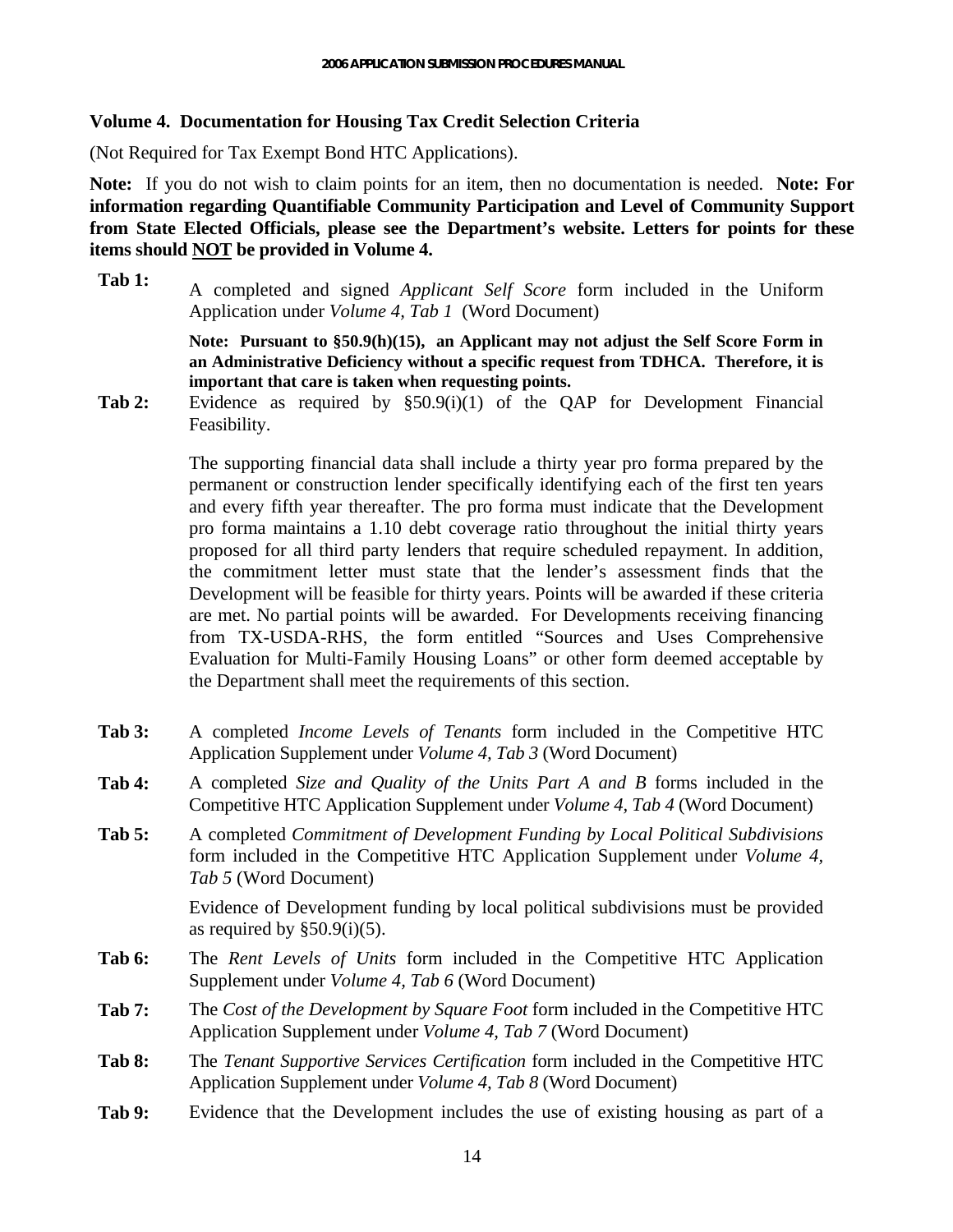### Volume 4. Documentation for Housing Tax Credit Selection Criteria

(Not Required for Tax Exempt Bond HTC Applications).

**Note:** If you do not wish to claim points for an item, then no documentation is needed. **Note: For information regarding Quantifiable Community Participation and Level of Community Support from State Elected Officials, please see the Department's website. Letters for points for these items should <u>NOT</u> be provided in Volume 4.**

**Tab 1:** A completed and signed *Applicant Self Score* form included in the Uniform Application under *Volume 4, Tab 1* (Word Document)

**Note: Pursuant to §50.9(h)(15), an Applicant may not adjust the Self Score Form in an Administrative Deficiency without a specific request from TDHCA. Therefore, it is important that care is taken when requesting points.**

**Tab 2:** Evidence as required by §50.9(i)(1) of the QAP for Development Financial Feasibility.

The supporting financial data shall include a thirty year pro forma prepared by the permanent or construction lender specifically identifying each of the first ten years and every fifth year thereafter. The pro forma must indicate that the Development pro forma maintains a 1.10 debt coverage ratio throughout the initial thirty years proposed for all third party lenders that require scheduled repayment. In addition, the commitment letter must state that the lender's assessment finds that the Development will be feasible for thirty years. Points will be awarded if these criteria are met. No partial points will be awarded. For Developments receiving financing from TX-USDA-RHS, the form entitled "Sources and Uses Comprehensive Evaluation for Multi-Family Housing Loans" or other form deemed acceptable by the Department shall meet the requirements of this section.

**Tab 3:** A completed *Income Levels of Tenants* form included in the Competitive HTC Application Supplement under *Volume 4, Tab 3* (Word Document)

**Tab 4:** A completed *Size and Quality of the Units Part A and B* forms included in the Competitive HTC Application Supplement under *Volume 4, Tab 4* (Word Document)

**Tab 5:** A completed *Commitment of Development Funding by Local Political Subdivisions* form included in the Competitive HTC Application Supplement under *Volume 4, Tab 5* (Word Document)

Evidence of Development funding by local political subdivisions must be provided as required by §50.9(i)(5).

**Tab 6:** The *Rent Levels of Units* form included in the Competitive HTC Application Supplement under *Volume 4, Tab 6* (Word Document)

**Tab 7:** The *Cost of the Development by Square Foot* form included in the Competitive HTC Application Supplement under *Volume 4, Tab 7* (Word Document)

**Tab 8:** The *Tenant Supportive Services Certification* form included in the Competitive HTC Application Supplement under *Volume 4, Tab 8* (Word Document)

**Tab 9:** Evidence that the Development includes the use of existing housing as part of a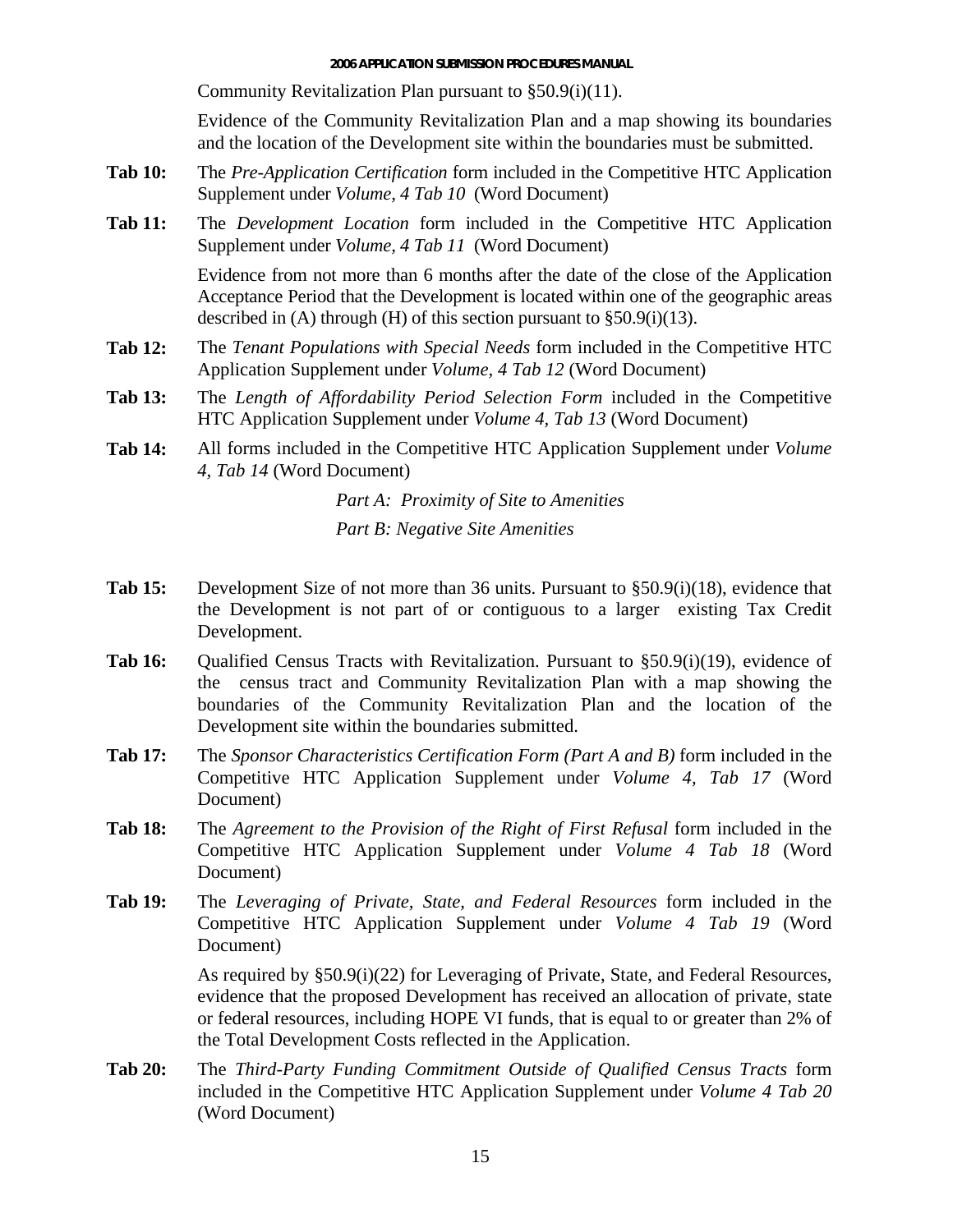Community Revitalization Plan pursuant to §50.9(i)(11).

Evidence of the Community Revitalization Plan and a map showing its boundaries and the location of the Development site within the boundaries must be submitted.

**Tab 10:** The *Pre-Application Certification* form included in the Competitive HTC Application Supplement under *Volume, 4 Tab 10* (Word Document)

**Tab 11:** The *Development Location* form included in the Competitive HTC Application Supplement under *Volume, 4 Tab 11* (Word Document)

Evidence from not more than 6 months after the date of the close of the Application Acceptance Period that the Development is located within one of the geographic areas described in (A) through (H) of this section pursuant to §50.9(i)(13).

**Tab 12:** The *Tenant Populations with Special Needs* form included in the Competitive HTC Application Supplement under *Volume, 4 Tab 12* (Word Document)

**Tab 13:** The *Length of Affordability Period Selection Form* included in the Competitive HTC Application Supplement under *Volume 4, Tab 13* (Word Document)

**Tab 14:** All forms included in the Competitive HTC Application Supplement under *Volume 4, Tab 14* (Word Document)

*Part A: Proximity of Site to Amenities*

*Part B: Negative Site Amenities*

**Tab 15:** Development Size of not more than 36 units. Pursuant to §50.9(i)(18), evidence that the Development is not part of or contiguous to a larger existing Tax Credit Development.

**Tab 16:** Qualified Census Tracts with Revitalization. Pursuant to §50.9(i)(19), evidence of the census tract and Community Revitalization Plan with a map showing the boundaries of the Community Revitalization Plan and the location of the Development site within the boundaries submitted.

**Tab 17:** The *Sponsor Characteristics Certification Form (Part A and B)* form included in the Competitive HTC Application Supplement under *Volume 4, Tab 17* (Word Document)

**Tab 18:** The *Agreement to the Provision of the Right of First Refusal* form included in the Competitive HTC Application Supplement under *Volume 4 Tab 18* (Word Document)

**Tab 19:** The *Leveraging of Private, State, and Federal Resources* form included in the Competitive HTC Application Supplement under *Volume 4 Tab 19* (Word Document)

As required by §50.9(i)(22) for Leveraging of Private, State, and Federal Resources, evidence that the proposed Development has received an allocation of private, state or federal resources, including HOPE VI funds, that is equal to or greater than 2% of the Total Development Costs reflected in the Application.

**Tab 20:** The *Third-Party Funding Commitment Outside of Qualified Census Tracts* form included in the Competitive HTC Application Supplement under *Volume 4 Tab 20* (Word Document)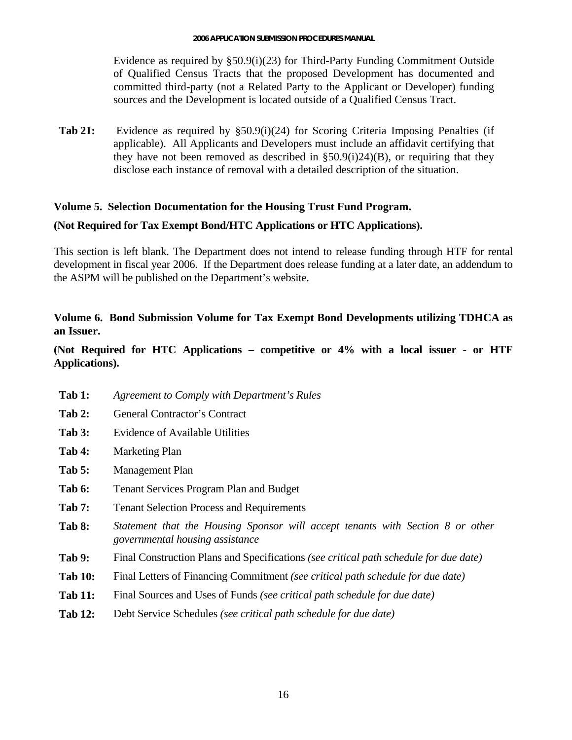Evidence as required by §50.9(i)(23) for Third-Party Funding Commitment Outside of Qualified Census Tracts that the proposed Development has documented and committed third-party (not a Related Party to the Applicant or Developer) funding sources and the Development is located outside of a Qualified Census Tract.

**Tab 21:** Evidence as required by §50.9(i)(24) for Scoring Criteria Imposing Penalties (if applicable). All Applicants and Developers must include an affidavit certifying that they have not been removed as described in §50.9(i)24)(B), or requiring that they disclose each instance of removal with a detailed description of the situation.

**Volume 5. Selection Documentation for the Housing Trust Fund Program.**

**(Not Required for Tax Exempt Bond/HTC Applications or HTC Applications).**

This section is left blank. The Department does not intend to release funding through HTF for rental development in fiscal year 2006. If the Department does release funding at a later date, an addendum to the ASPM will be published on the Department's website.

**Volume 6. Bond Submission Volume for Tax Exempt Bond Developments utilizing TDHCA as an Issuer.**

**(Not Required for HTC Applications – competitive or 4% with a local issuer - or HTF Applications).**

**Tab 1:** *Agreement to Comply with Department's Rules*

**Tab 2:** General Contractor's Contract

**Tab 3:** Evidence of Available Utilities

**Tab 4:** Marketing Plan

**Tab 5:** Management Plan

**Tab 6:** Tenant Services Program Plan and Budget

**Tab 7:** Tenant Selection Process and Requirements

**Tab 8:** *Statement that the Housing Sponsor will accept tenants with Section 8 or other governmental housing assistance*

**Tab 9:** Final Construction Plans and Specifications *(see critical path schedule for due date)*

**Tab 10:** Final Letters of Financing Commitment *(see critical path schedule for due date)*

**Tab 11:** Final Sources and Uses of Funds *(see critical path schedule for due date)*

**Tab 12:** Debt Service Schedules *(see critical path schedule for due date)*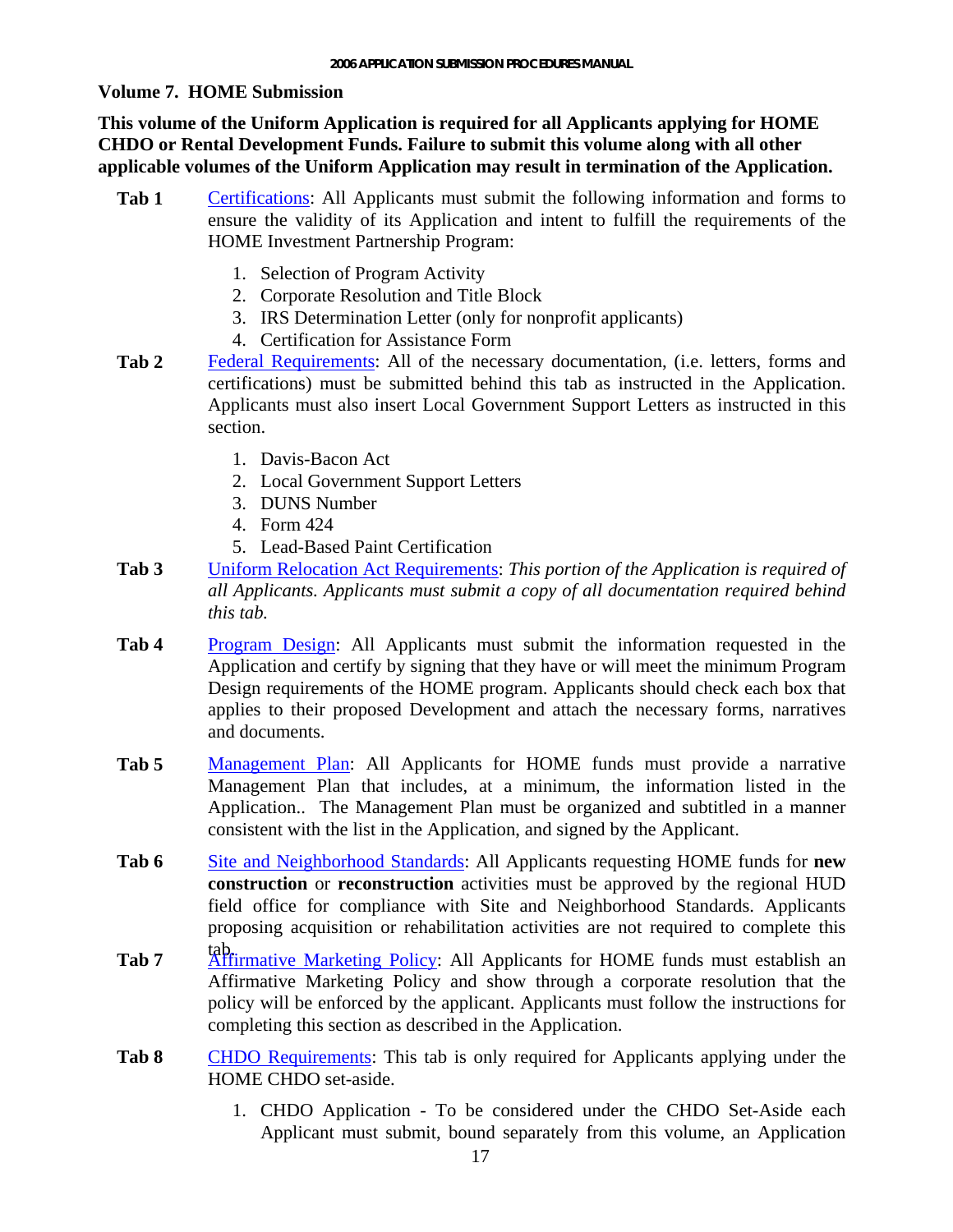## Volume 7. HOME Submission

**This volume of the Uniform Application is required for all Applicants applying for HOME CHDO or Rental Development Funds. Failure to submit this volume along with all other applicable volumes of the Uniform Application may result in termination of the Application.**

**Tab 1** Certifications: All Applicants must submit the following information and forms to ensure the validity of its Application and intent to fulfill the requirements of the HOME Investment Partnership Program:

1. Selection of Program Activity
2. Corporate Resolution and Title Block
3. IRS Determination Letter (only for nonprofit applicants)
4. Certification for Assistance Form

**Tab 2** Federal Requirements: All of the necessary documentation, (i.e. letters, forms and certifications) must be submitted behind this tab as instructed in the Application. Applicants must also insert Local Government Support Letters as instructed in this section.

1. Davis-Bacon Act
2. Local Government Support Letters
3. DUNS Number
4. Form 424
5. Lead-Based Paint Certification

**Tab 3** Uniform Relocation Act Requirements: *This portion of the Application is required of all Applicants. Applicants must submit a copy of all documentation required behind this tab.*

**Tab 4** Program Design: All Applicants must submit the information requested in the Application and certify by signing that they have or will meet the minimum Program Design requirements of the HOME program. Applicants should check each box that applies to their proposed Development and attach the necessary forms, narratives and documents.

**Tab 5** Management Plan: All Applicants for HOME funds must provide a narrative Management Plan that includes, at a minimum, the information listed in the Application.. The Management Plan must be organized and subtitled in a manner consistent with the list in the Application, and signed by the Applicant.

**Tab 6** Site and Neighborhood Standards: All Applicants requesting HOME funds for **new construction** or **reconstruction** activities must be approved by the regional HUD field office for compliance with Site and Neighborhood Standards. Applicants proposing acquisition or rehabilitation activities are not required to complete this tab.

**Tab 7** Affirmative Marketing Policy: All Applicants for HOME funds must establish an Affirmative Marketing Policy and show through a corporate resolution that the policy will be enforced by the applicant. Applicants must follow the instructions for completing this section as described in the Application.

**Tab 8** CHDO Requirements: This tab is only required for Applicants applying under the HOME CHDO set-aside.

1. CHDO Application - To be considered under the CHDO Set-Aside each Applicant must submit, bound separately from this volume, an Application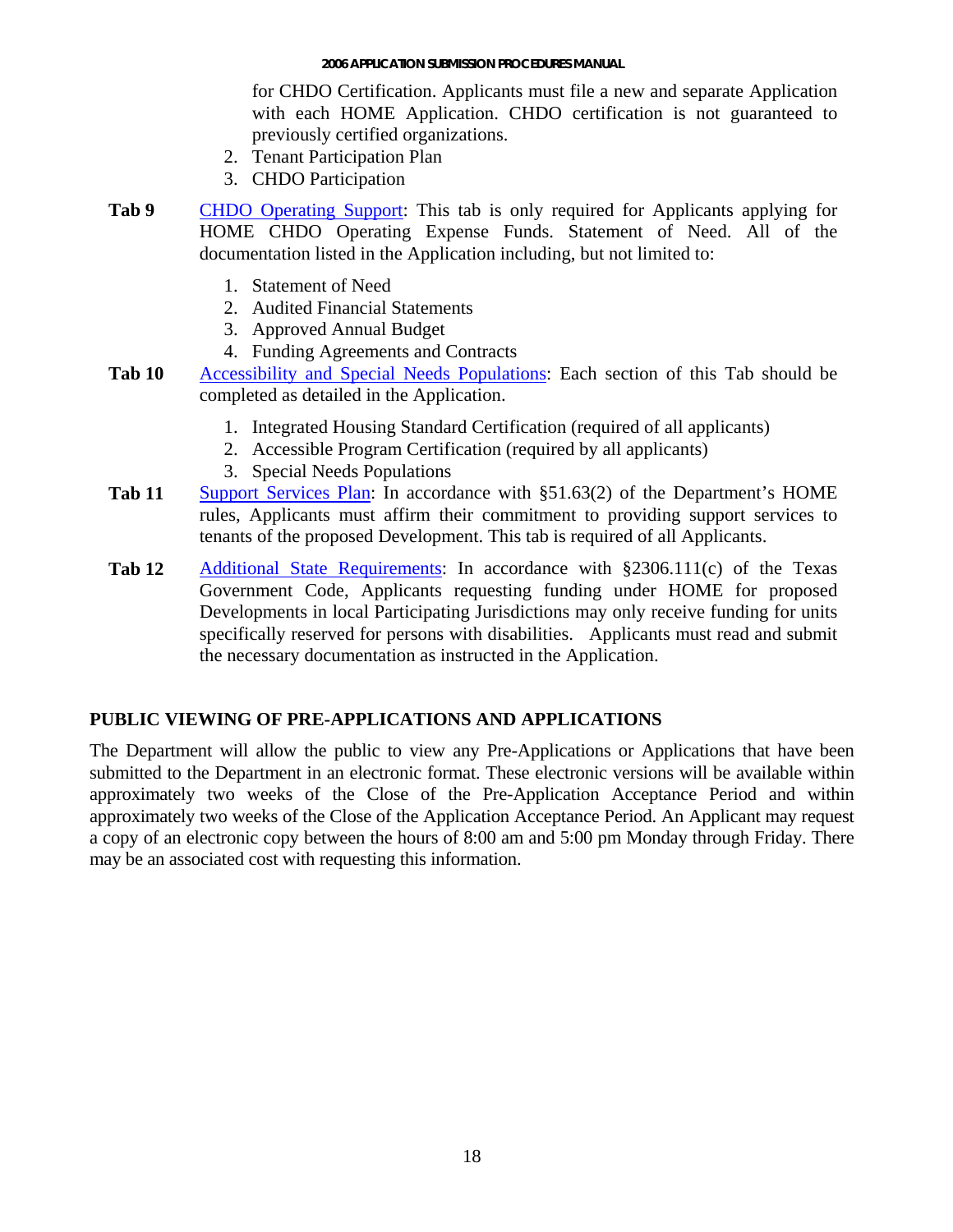for CHDO Certification. Applicants must file a new and separate Application with each HOME Application. CHDO certification is not guaranteed to previously certified organizations.

2. Tenant Participation Plan
3. CHDO Participation

**Tab 9** CHDO Operating Support: This tab is only required for Applicants applying for HOME CHDO Operating Expense Funds. Statement of Need. All of the documentation listed in the Application including, but not limited to:

1. Statement of Need
2. Audited Financial Statements
3. Approved Annual Budget
4. Funding Agreements and Contracts

**Tab 10** Accessibility and Special Needs Populations: Each section of this Tab should be completed as detailed in the Application.

1. Integrated Housing Standard Certification (required of all applicants)
2. Accessible Program Certification (required by all applicants)
3. Special Needs Populations

**Tab 11** Support Services Plan: In accordance with §51.63(2) of the Department's HOME rules, Applicants must affirm their commitment to providing support services to tenants of the proposed Development. This tab is required of all Applicants.

**Tab 12** Additional State Requirements: In accordance with §2306.111(c) of the Texas Government Code, Applicants requesting funding under HOME for proposed Developments in local Participating Jurisdictions may only receive funding for units specifically reserved for persons with disabilities. Applicants must read and submit the necessary documentation as instructed in the Application.

## PUBLIC VIEWING OF PRE-APPLICATIONS AND APPLICATIONS

The Department will allow the public to view any Pre-Applications or Applications that have been submitted to the Department in an electronic format. These electronic versions will be available within approximately two weeks of the Close of the Pre-Application Acceptance Period and within approximately two weeks of the Close of the Application Acceptance Period. An Applicant may request a copy of an electronic copy between the hours of 8:00 am and 5:00 pm Monday through Friday. There may be an associated cost with requesting this information.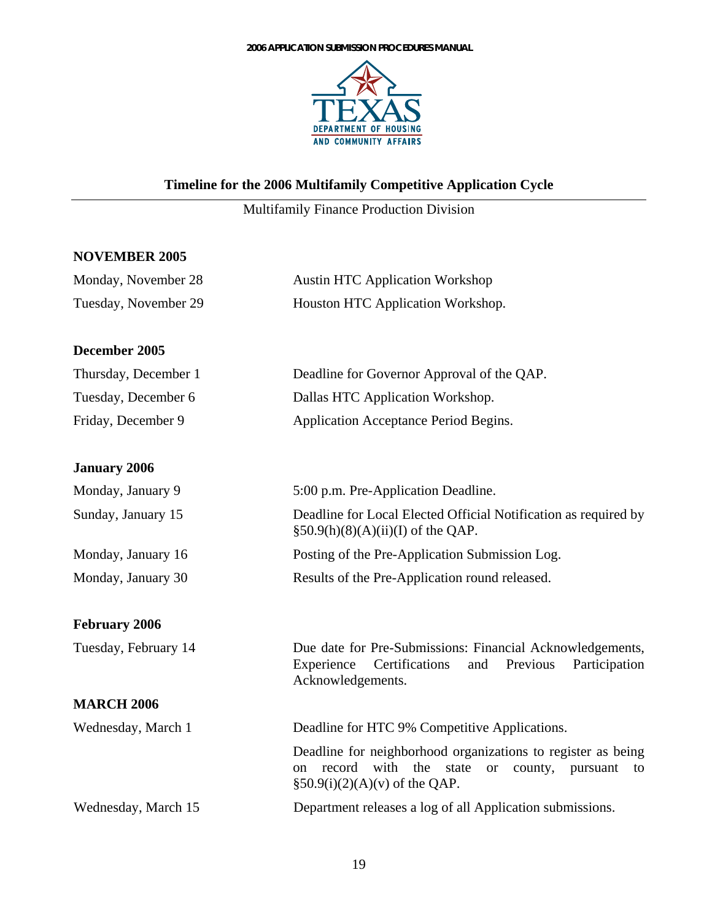## Timeline for the 2006 Multifamily Competitive Application Cycle

Multifamily Finance Production Division

**NOVEMBER 2005**

| | |
|---|---|
| Monday, November 28 | Austin HTC Application Workshop |
| Tuesday, November 29 | Houston HTC Application Workshop. |

**December 2005**

| | |
|---|---|
| Thursday, December 1 | Deadline for Governor Approval of the QAP. |
| Tuesday, December 6 | Dallas HTC Application Workshop. |
| Friday, December 9 | Application Acceptance Period Begins. |

**January 2006**

| | |
|---|---|
| Monday, January 9 | 5:00 p.m. Pre-Application Deadline. |
| Sunday, January 15 | Deadline for Local Elected Official Notification as required by §50.9(h)(8)(A)(ii)(I) of the QAP. |
| Monday, January 16 | Posting of the Pre-Application Submission Log. |
| Monday, January 30 | Results of the Pre-Application round released. |

**February 2006**

| | |
|---|---|
| Tuesday, February 14 | Due date for Pre-Submissions: Financial Acknowledgements, Experience Certifications and Previous Participation Acknowledgements. |

**MARCH 2006**

| | |
|---|---|
| Wednesday, March 1 | Deadline for HTC 9% Competitive Applications. |
| | Deadline for neighborhood organizations to register as being on record with the state or county, pursuant to §50.9(i)(2)(A)(v) of the QAP. |
| Wednesday, March 15 | Department releases a log of all Application submissions. |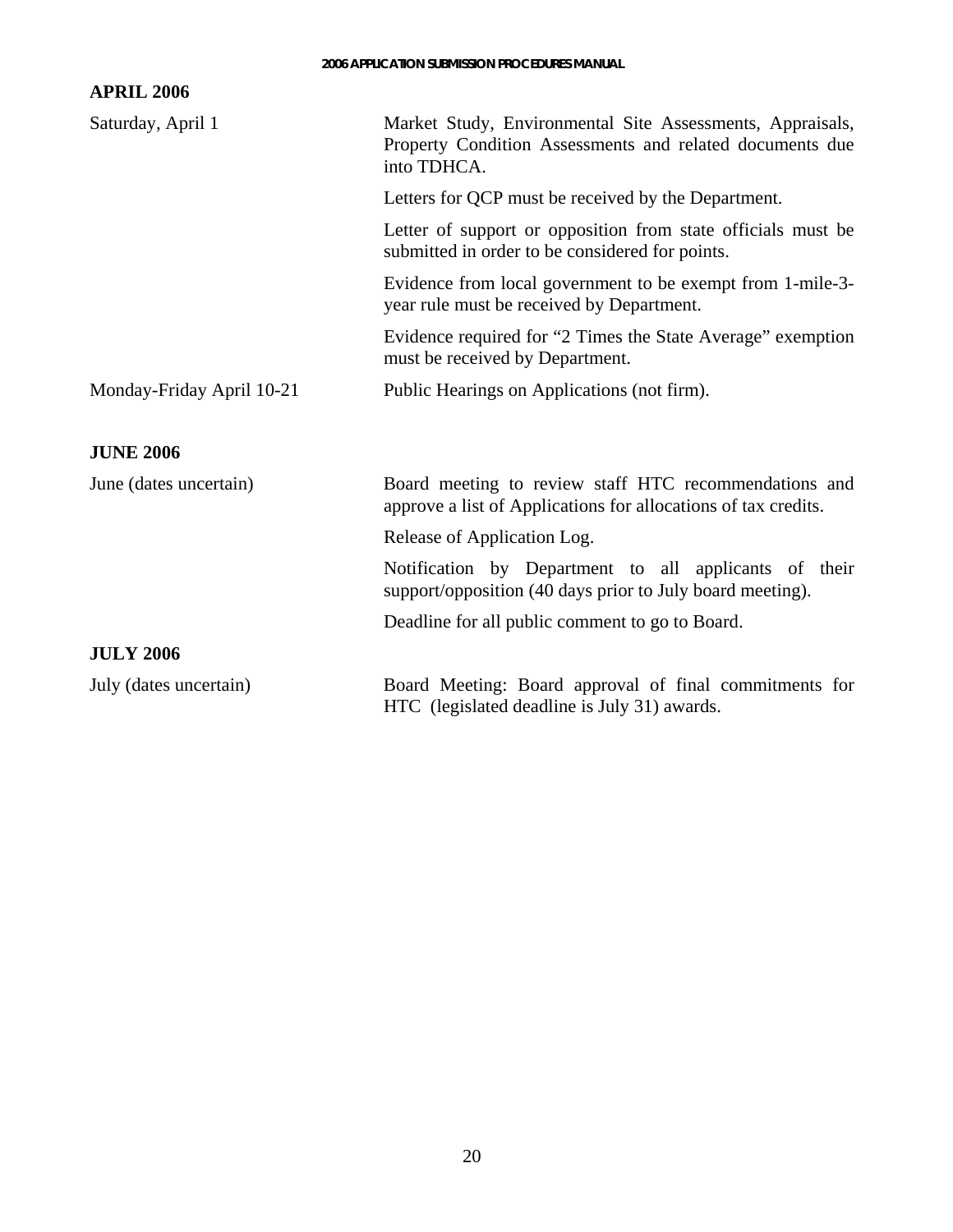**APRIL 2006**

| | |
|---|---|
| Saturday, April 1 | Market Study, Environmental Site Assessments, Appraisals, Property Condition Assessments and related documents due into TDHCA. |
| | Letters for QCP must be received by the Department. |
| | Letter of support or opposition from state officials must be submitted in order to be considered for points. |
| | Evidence from local government to be exempt from 1-mile-3-year rule must be received by Department. |
| | Evidence required for "2 Times the State Average" exemption must be received by Department. |
| Monday-Friday April 10-21 | Public Hearings on Applications (not firm). |

**JUNE 2006**

| | |
|---|---|
| June (dates uncertain) | Board meeting to review staff HTC recommendations and approve a list of Applications for allocations of tax credits. |
| | Release of Application Log. |
| | Notification by Department to all applicants of their support/opposition (40 days prior to July board meeting). |
| | Deadline for all public comment to go to Board. |

**JULY 2006**

| | |
|---|---|
| July (dates uncertain) | Board Meeting: Board approval of final commitments for HTC (legislated deadline is July 31) awards. |